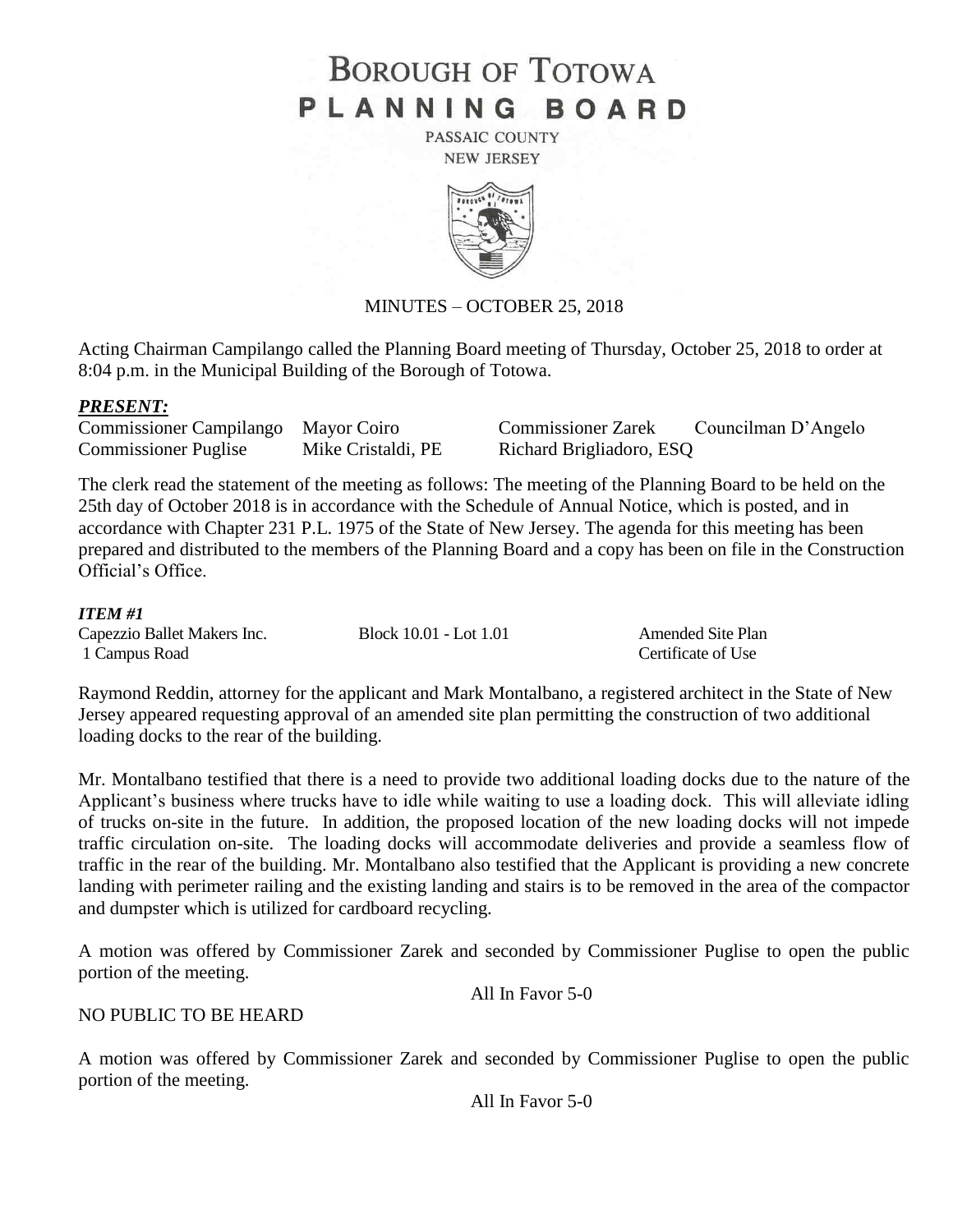# BOROUGH OF TOTOWA
# PLANNING BOARD

PASSAIC COUNTY
NEW JERSEY

MINUTES – OCTOBER 25, 2018

Acting Chairman Campilango called the Planning Board meeting of Thursday, October 25, 2018 to order at 8:04 p.m. in the Municipal Building of the Borough of Totowa.

***PRESENT:***

| | | | |
|---|---|---|---|
| Commissioner Campilango | Mayor Coiro | Commissioner Zarek | Councilman D'Angelo |
| Commissioner Puglise | Mike Cristaldi, PE | Richard Brigliadoro, ESQ | |

The clerk read the statement of the meeting as follows: The meeting of the Planning Board to be held on the 25th day of October 2018 is in accordance with the Schedule of Annual Notice, which is posted, and in accordance with Chapter 231 P.L. 1975 of the State of New Jersey. The agenda for this meeting has been prepared and distributed to the members of the Planning Board and a copy has been on file in the Construction Official's Office.

***ITEM #1***

| | | |
|---|---|---|
| Capezzio Ballet Makers Inc. | Block 10.01 - Lot 1.01 | Amended Site Plan |
| 1 Campus Road | | Certificate of Use |

Raymond Reddin, attorney for the applicant and Mark Montalbano, a registered architect in the State of New Jersey appeared requesting approval of an amended site plan permitting the construction of two additional loading docks to the rear of the building.

Mr. Montalbano testified that there is a need to provide two additional loading docks due to the nature of the Applicant's business where trucks have to idle while waiting to use a loading dock. This will alleviate idling of trucks on-site in the future. In addition, the proposed location of the new loading docks will not impede traffic circulation on-site. The loading docks will accommodate deliveries and provide a seamless flow of traffic in the rear of the building. Mr. Montalbano also testified that the Applicant is providing a new concrete landing with perimeter railing and the existing landing and stairs is to be removed in the area of the compactor and dumpster which is utilized for cardboard recycling.

A motion was offered by Commissioner Zarek and seconded by Commissioner Puglise to open the public portion of the meeting.

All In Favor 5-0

NO PUBLIC TO BE HEARD

A motion was offered by Commissioner Zarek and seconded by Commissioner Puglise to open the public portion of the meeting.

All In Favor 5-0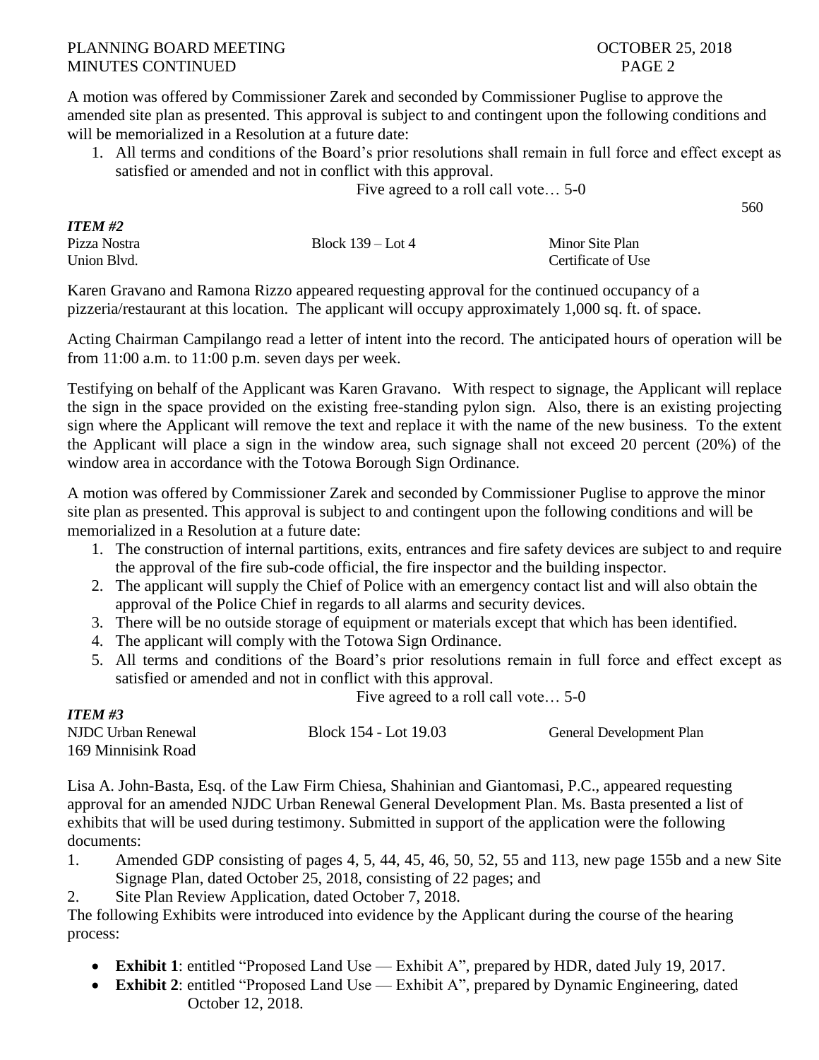A motion was offered by Commissioner Zarek and seconded by Commissioner Puglise to approve the amended site plan as presented. This approval is subject to and contingent upon the following conditions and will be memorialized in a Resolution at a future date:

1. All terms and conditions of the Board's prior resolutions shall remain in full force and effect except as satisfied or amended and not in conflict with this approval.

Five agreed to a roll call vote… 5-0

560

***ITEM #2***

| Pizza Nostra | Block 139 – Lot 4 | Minor Site Plan |
|---|---|---|
| Union Blvd. | | Certificate of Use |

Karen Gravano and Ramona Rizzo appeared requesting approval for the continued occupancy of a pizzeria/restaurant at this location. The applicant will occupy approximately 1,000 sq. ft. of space.

Acting Chairman Campilango read a letter of intent into the record. The anticipated hours of operation will be from 11:00 a.m. to 11:00 p.m. seven days per week.

Testifying on behalf of the Applicant was Karen Gravano. With respect to signage, the Applicant will replace the sign in the space provided on the existing free-standing pylon sign. Also, there is an existing projecting sign where the Applicant will remove the text and replace it with the name of the new business. To the extent the Applicant will place a sign in the window area, such signage shall not exceed 20 percent (20%) of the window area in accordance with the Totowa Borough Sign Ordinance.

A motion was offered by Commissioner Zarek and seconded by Commissioner Puglise to approve the minor site plan as presented. This approval is subject to and contingent upon the following conditions and will be memorialized in a Resolution at a future date:

1. The construction of internal partitions, exits, entrances and fire safety devices are subject to and require the approval of the fire sub-code official, the fire inspector and the building inspector.
2. The applicant will supply the Chief of Police with an emergency contact list and will also obtain the approval of the Police Chief in regards to all alarms and security devices.
3. There will be no outside storage of equipment or materials except that which has been identified.
4. The applicant will comply with the Totowa Sign Ordinance.
5. All terms and conditions of the Board's prior resolutions remain in full force and effect except as satisfied or amended and not in conflict with this approval.

Five agreed to a roll call vote… 5-0

***ITEM #3***

| NJDC Urban Renewal | Block 154 - Lot 19.03 | General Development Plan |
|---|---|---|
| 169 Minnisink Road | | |

Lisa A. John-Basta, Esq. of the Law Firm Chiesa, Shahinian and Giantomasi, P.C., appeared requesting approval for an amended NJDC Urban Renewal General Development Plan. Ms. Basta presented a list of exhibits that will be used during testimony. Submitted in support of the application were the following documents:

1. Amended GDP consisting of pages 4, 5, 44, 45, 46, 50, 52, 55 and 113, new page 155b and a new Site Signage Plan, dated October 25, 2018, consisting of 22 pages; and
2. Site Plan Review Application, dated October 7, 2018.

The following Exhibits were introduced into evidence by the Applicant during the course of the hearing process:

- **Exhibit 1**: entitled "Proposed Land Use — Exhibit A", prepared by HDR, dated July 19, 2017.
- **Exhibit 2**: entitled "Proposed Land Use — Exhibit A", prepared by Dynamic Engineering, dated October 12, 2018.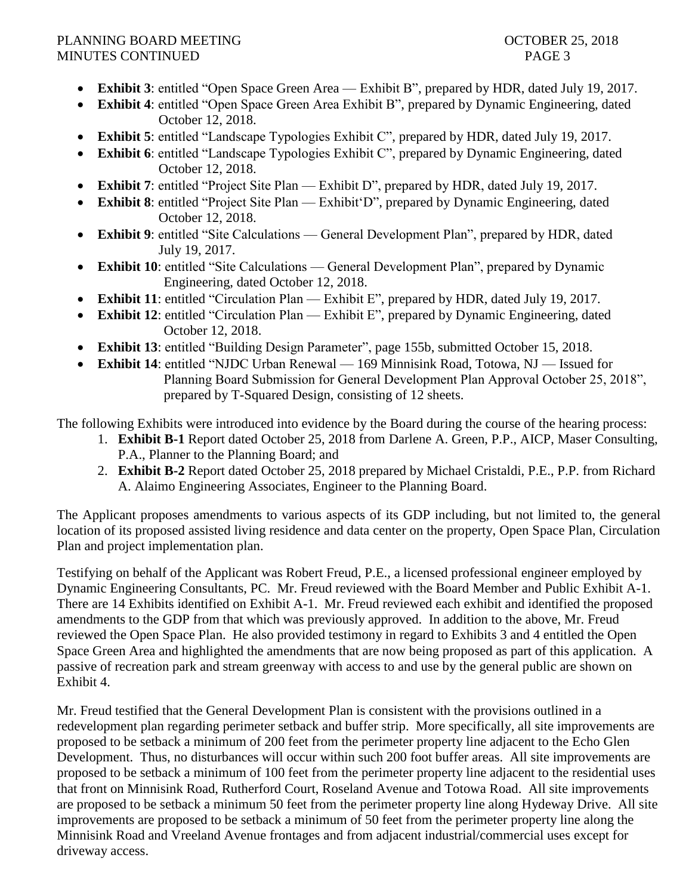- **Exhibit 3**: entitled "Open Space Green Area — Exhibit B", prepared by HDR, dated July 19, 2017.
- **Exhibit 4**: entitled "Open Space Green Area Exhibit B", prepared by Dynamic Engineering, dated October 12, 2018.
- **Exhibit 5**: entitled "Landscape Typologies Exhibit C", prepared by HDR, dated July 19, 2017.
- **Exhibit 6**: entitled "Landscape Typologies Exhibit C", prepared by Dynamic Engineering, dated October 12, 2018.
- **Exhibit 7**: entitled "Project Site Plan — Exhibit D", prepared by HDR, dated July 19, 2017.
- **Exhibit 8**: entitled "Project Site Plan — Exhibit'D", prepared by Dynamic Engineering, dated October 12, 2018.
- **Exhibit 9**: entitled "Site Calculations — General Development Plan", prepared by HDR, dated July 19, 2017.
- **Exhibit 10**: entitled "Site Calculations — General Development Plan", prepared by Dynamic Engineering, dated October 12, 2018.
- **Exhibit 11**: entitled "Circulation Plan — Exhibit E", prepared by HDR, dated July 19, 2017.
- **Exhibit 12**: entitled "Circulation Plan — Exhibit E", prepared by Dynamic Engineering, dated October 12, 2018.
- **Exhibit 13**: entitled "Building Design Parameter", page 155b, submitted October 15, 2018.
- **Exhibit 14**: entitled "NJDC Urban Renewal — 169 Minnisink Road, Totowa, NJ — Issued for Planning Board Submission for General Development Plan Approval October 25, 2018", prepared by T-Squared Design, consisting of 12 sheets.

The following Exhibits were introduced into evidence by the Board during the course of the hearing process:

1. **Exhibit B-1** Report dated October 25, 2018 from Darlene A. Green, P.P., AICP, Maser Consulting, P.A., Planner to the Planning Board; and
2. **Exhibit B-2** Report dated October 25, 2018 prepared by Michael Cristaldi, P.E., P.P. from Richard A. Alaimo Engineering Associates, Engineer to the Planning Board.

The Applicant proposes amendments to various aspects of its GDP including, but not limited to, the general location of its proposed assisted living residence and data center on the property, Open Space Plan, Circulation Plan and project implementation plan.

Testifying on behalf of the Applicant was Robert Freud, P.E., a licensed professional engineer employed by Dynamic Engineering Consultants, PC. Mr. Freud reviewed with the Board Member and Public Exhibit A-1. There are 14 Exhibits identified on Exhibit A-1. Mr. Freud reviewed each exhibit and identified the proposed amendments to the GDP from that which was previously approved. In addition to the above, Mr. Freud reviewed the Open Space Plan. He also provided testimony in regard to Exhibits 3 and 4 entitled the Open Space Green Area and highlighted the amendments that are now being proposed as part of this application. A passive of recreation park and stream greenway with access to and use by the general public are shown on Exhibit 4.

Mr. Freud testified that the General Development Plan is consistent with the provisions outlined in a redevelopment plan regarding perimeter setback and buffer strip. More specifically, all site improvements are proposed to be setback a minimum of 200 feet from the perimeter property line adjacent to the Echo Glen Development. Thus, no disturbances will occur within such 200 foot buffer areas. All site improvements are proposed to be setback a minimum of 100 feet from the perimeter property line adjacent to the residential uses that front on Minnisink Road, Rutherford Court, Roseland Avenue and Totowa Road. All site improvements are proposed to be setback a minimum 50 feet from the perimeter property line along Hydeway Drive. All site improvements are proposed to be setback a minimum of 50 feet from the perimeter property line along the Minnisink Road and Vreeland Avenue frontages and from adjacent industrial/commercial uses except for driveway access.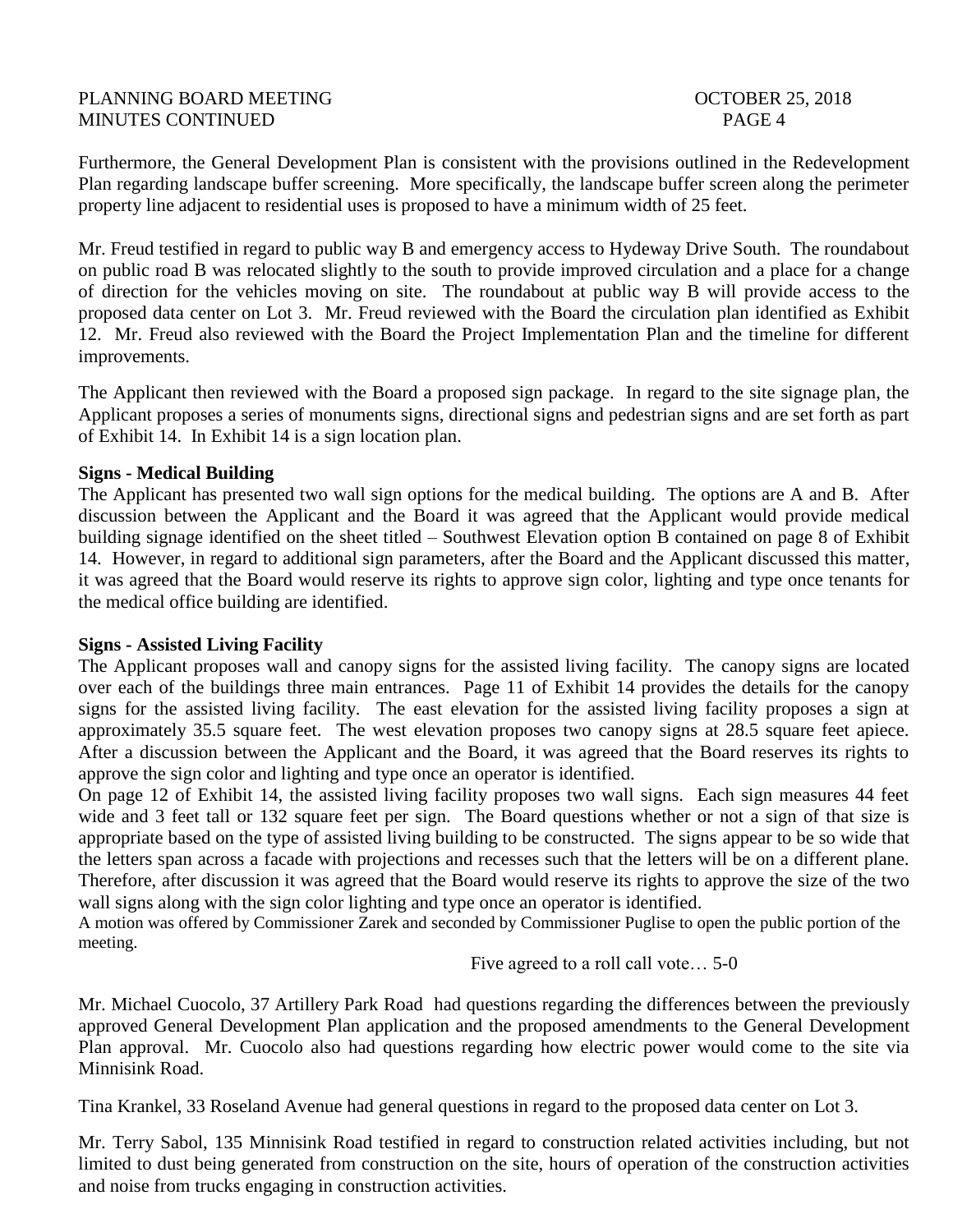Furthermore, the General Development Plan is consistent with the provisions outlined in the Redevelopment Plan regarding landscape buffer screening. More specifically, the landscape buffer screen along the perimeter property line adjacent to residential uses is proposed to have a minimum width of 25 feet.

Mr. Freud testified in regard to public way B and emergency access to Hydeway Drive South. The roundabout on public road B was relocated slightly to the south to provide improved circulation and a place for a change of direction for the vehicles moving on site. The roundabout at public way B will provide access to the proposed data center on Lot 3. Mr. Freud reviewed with the Board the circulation plan identified as Exhibit 12. Mr. Freud also reviewed with the Board the Project Implementation Plan and the timeline for different improvements.

The Applicant then reviewed with the Board a proposed sign package. In regard to the site signage plan, the Applicant proposes a series of monuments signs, directional signs and pedestrian signs and are set forth as part of Exhibit 14. In Exhibit 14 is a sign location plan.

**Signs - Medical Building**

The Applicant has presented two wall sign options for the medical building. The options are A and B. After discussion between the Applicant and the Board it was agreed that the Applicant would provide medical building signage identified on the sheet titled – Southwest Elevation option B contained on page 8 of Exhibit 14. However, in regard to additional sign parameters, after the Board and the Applicant discussed this matter, it was agreed that the Board would reserve its rights to approve sign color, lighting and type once tenants for the medical office building are identified.

**Signs - Assisted Living Facility**

The Applicant proposes wall and canopy signs for the assisted living facility. The canopy signs are located over each of the buildings three main entrances. Page 11 of Exhibit 14 provides the details for the canopy signs for the assisted living facility. The east elevation for the assisted living facility proposes a sign at approximately 35.5 square feet. The west elevation proposes two canopy signs at 28.5 square feet apiece. After a discussion between the Applicant and the Board, it was agreed that the Board reserves its rights to approve the sign color and lighting and type once an operator is identified.

On page 12 of Exhibit 14, the assisted living facility proposes two wall signs. Each sign measures 44 feet wide and 3 feet tall or 132 square feet per sign. The Board questions whether or not a sign of that size is appropriate based on the type of assisted living building to be constructed. The signs appear to be so wide that the letters span across a facade with projections and recesses such that the letters will be on a different plane. Therefore, after discussion it was agreed that the Board would reserve its rights to approve the size of the two wall signs along with the sign color lighting and type once an operator is identified.

A motion was offered by Commissioner Zarek and seconded by Commissioner Puglise to open the public portion of the meeting.

Five agreed to a roll call vote… 5-0

Mr. Michael Cuocolo, 37 Artillery Park Road had questions regarding the differences between the previously approved General Development Plan application and the proposed amendments to the General Development Plan approval. Mr. Cuocolo also had questions regarding how electric power would come to the site via Minnisink Road.

Tina Krankel, 33 Roseland Avenue had general questions in regard to the proposed data center on Lot 3.

Mr. Terry Sabol, 135 Minnisink Road testified in regard to construction related activities including, but not limited to dust being generated from construction on the site, hours of operation of the construction activities and noise from trucks engaging in construction activities.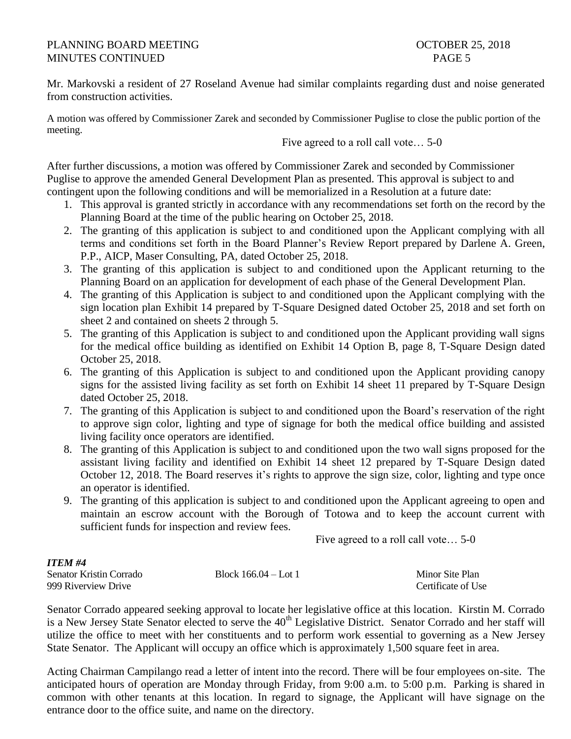Mr. Markovski a resident of 27 Roseland Avenue had similar complaints regarding dust and noise generated from construction activities.

A motion was offered by Commissioner Zarek and seconded by Commissioner Puglise to close the public portion of the meeting.

Five agreed to a roll call vote… 5-0

After further discussions, a motion was offered by Commissioner Zarek and seconded by Commissioner Puglise to approve the amended General Development Plan as presented. This approval is subject to and contingent upon the following conditions and will be memorialized in a Resolution at a future date:

1. This approval is granted strictly in accordance with any recommendations set forth on the record by the Planning Board at the time of the public hearing on October 25, 2018.
2. The granting of this application is subject to and conditioned upon the Applicant complying with all terms and conditions set forth in the Board Planner's Review Report prepared by Darlene A. Green, P.P., AICP, Maser Consulting, PA, dated October 25, 2018.
3. The granting of this application is subject to and conditioned upon the Applicant returning to the Planning Board on an application for development of each phase of the General Development Plan.
4. The granting of this Application is subject to and conditioned upon the Applicant complying with the sign location plan Exhibit 14 prepared by T-Square Designed dated October 25, 2018 and set forth on sheet 2 and contained on sheets 2 through 5.
5. The granting of this Application is subject to and conditioned upon the Applicant providing wall signs for the medical office building as identified on Exhibit 14 Option B, page 8, T-Square Design dated October 25, 2018.
6. The granting of this Application is subject to and conditioned upon the Applicant providing canopy signs for the assisted living facility as set forth on Exhibit 14 sheet 11 prepared by T-Square Design dated October 25, 2018.
7. The granting of this Application is subject to and conditioned upon the Board's reservation of the right to approve sign color, lighting and type of signage for both the medical office building and assisted living facility once operators are identified.
8. The granting of this Application is subject to and conditioned upon the two wall signs proposed for the assistant living facility and identified on Exhibit 14 sheet 12 prepared by T-Square Design dated October 12, 2018. The Board reserves it's rights to approve the sign size, color, lighting and type once an operator is identified.
9. The granting of this application is subject to and conditioned upon the Applicant agreeing to open and maintain an escrow account with the Borough of Totowa and to keep the account current with sufficient funds for inspection and review fees.

Five agreed to a roll call vote… 5-0

***ITEM #4***

| | | |
|---|---|---|
| Senator Kristin Corrado | Block 166.04 – Lot 1 | Minor Site Plan |
| 999 Riverview Drive | | Certificate of Use |

Senator Corrado appeared seeking approval to locate her legislative office at this location. Kirstin M. Corrado is a New Jersey State Senator elected to serve the 40th Legislative District. Senator Corrado and her staff will utilize the office to meet with her constituents and to perform work essential to governing as a New Jersey State Senator. The Applicant will occupy an office which is approximately 1,500 square feet in area.

Acting Chairman Campilango read a letter of intent into the record. There will be four employees on-site. The anticipated hours of operation are Monday through Friday, from 9:00 a.m. to 5:00 p.m. Parking is shared in common with other tenants at this location. In regard to signage, the Applicant will have signage on the entrance door to the office suite, and name on the directory.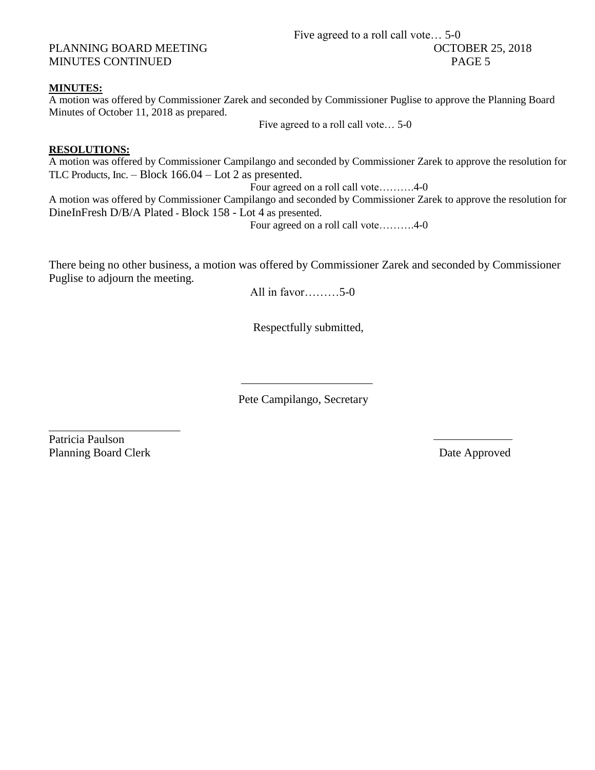Five agreed to a roll call vote… 5-0

**MINUTES:**

A motion was offered by Commissioner Zarek and seconded by Commissioner Puglise to approve the Planning Board Minutes of October 11, 2018 as prepared.

Five agreed to a roll call vote… 5-0

**RESOLUTIONS:**

A motion was offered by Commissioner Campilango and seconded by Commissioner Zarek to approve the resolution for TLC Products, Inc. – Block 166.04 – Lot 2 as presented.

Four agreed on a roll call vote……….4-0

A motion was offered by Commissioner Campilango and seconded by Commissioner Zarek to approve the resolution for DineInFresh D/B/A Plated - Block 158 - Lot 4 as presented.

Four agreed on a roll call vote……….4-0

There being no other business, a motion was offered by Commissioner Zarek and seconded by Commissioner Puglise to adjourn the meeting.

All in favor………5-0

Respectfully submitted,

\_\_\_\_\_\_\_\_\_\_\_\_\_\_\_\_\_\_\_\_\_\_\_

Pete Campilango, Secretary

\_\_\_\_\_\_\_\_\_\_\_\_\_\_\_\_\_\_\_\_\_\_\_

Patricia Paulson
Planning Board Clerk

\_\_\_\_\_\_\_\_\_\_\_\_\_

Date Approved